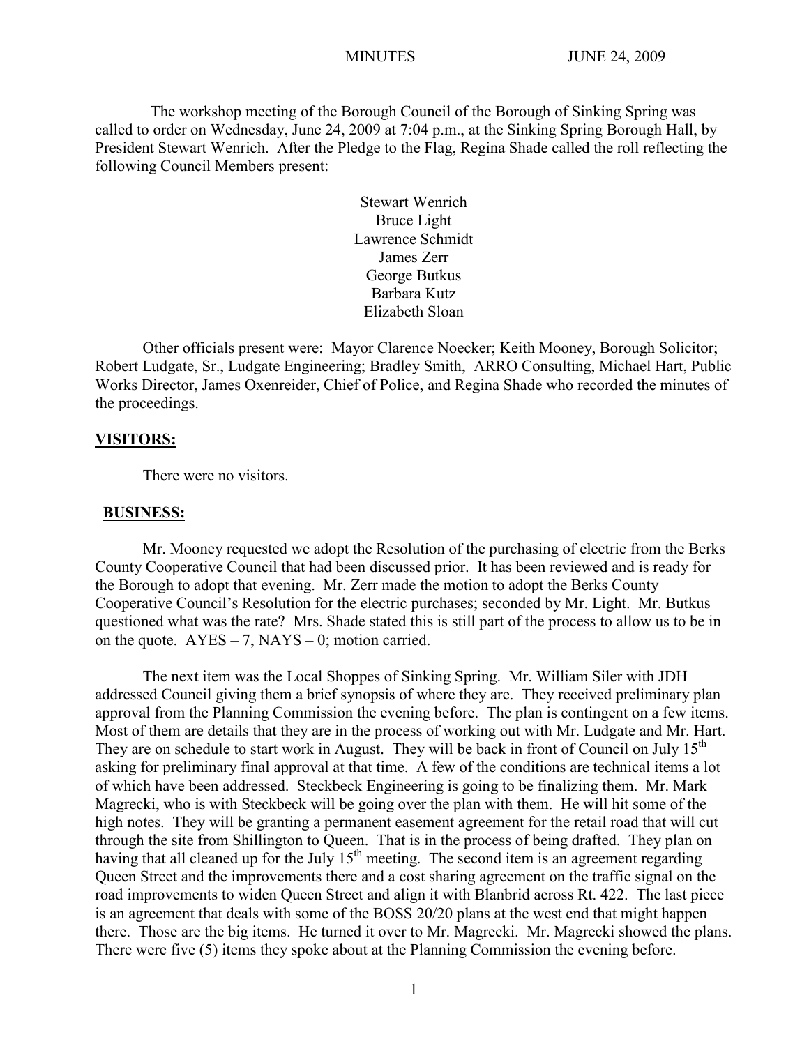The workshop meeting of the Borough Council of the Borough of Sinking Spring was called to order on Wednesday, June 24, 2009 at 7:04 p.m., at the Sinking Spring Borough Hall, by President Stewart Wenrich. After the Pledge to the Flag, Regina Shade called the roll reflecting the following Council Members present:

Stewart Wenrich
Bruce Light
Lawrence Schmidt
James Zerr
George Butkus
Barbara Kutz
Elizabeth Sloan

Other officials present were: Mayor Clarence Noecker; Keith Mooney, Borough Solicitor; Robert Ludgate, Sr., Ludgate Engineering; Bradley Smith, ARRO Consulting, Michael Hart, Public Works Director, James Oxenreider, Chief of Police, and Regina Shade who recorded the minutes of the proceedings.

**VISITORS:**

There were no visitors.

**BUSINESS:**

Mr. Mooney requested we adopt the Resolution of the purchasing of electric from the Berks County Cooperative Council that had been discussed prior. It has been reviewed and is ready for the Borough to adopt that evening. Mr. Zerr made the motion to adopt the Berks County Cooperative Council's Resolution for the electric purchases; seconded by Mr. Light. Mr. Butkus questioned what was the rate? Mrs. Shade stated this is still part of the process to allow us to be in on the quote. AYES – 7, NAYS – 0; motion carried.

The next item was the Local Shoppes of Sinking Spring. Mr. William Siler with JDH addressed Council giving them a brief synopsis of where they are. They received preliminary plan approval from the Planning Commission the evening before. The plan is contingent on a few items. Most of them are details that they are in the process of working out with Mr. Ludgate and Mr. Hart. They are on schedule to start work in August. They will be back in front of Council on July 15th asking for preliminary final approval at that time. A few of the conditions are technical items a lot of which have been addressed. Steckbeck Engineering is going to be finalizing them. Mr. Mark Magrecki, who is with Steckbeck will be going over the plan with them. He will hit some of the high notes. They will be granting a permanent easement agreement for the retail road that will cut through the site from Shillington to Queen. That is in the process of being drafted. They plan on having that all cleaned up for the July 15th meeting. The second item is an agreement regarding Queen Street and the improvements there and a cost sharing agreement on the traffic signal on the road improvements to widen Queen Street and align it with Blanbrid across Rt. 422. The last piece is an agreement that deals with some of the BOSS 20/20 plans at the west end that might happen there. Those are the big items. He turned it over to Mr. Magrecki. Mr. Magrecki showed the plans. There were five (5) items they spoke about at the Planning Commission the evening before.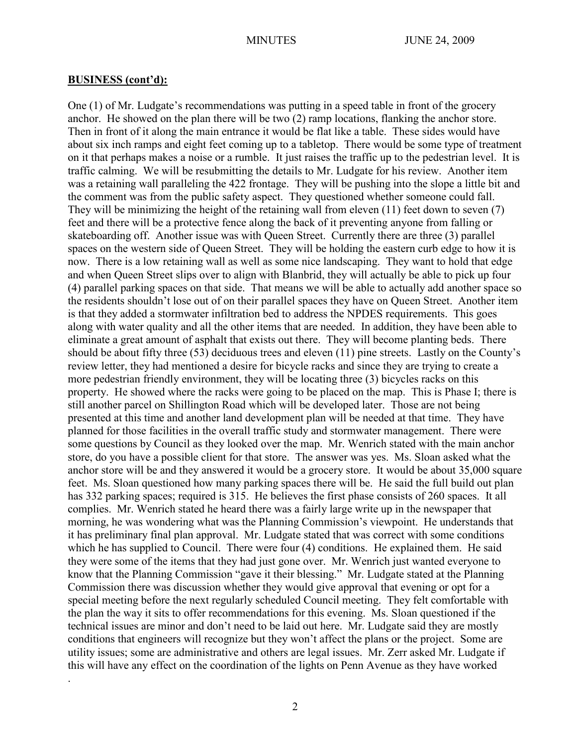**BUSINESS (cont'd):**

One (1) of Mr. Ludgate's recommendations was putting in a speed table in front of the grocery anchor. He showed on the plan there will be two (2) ramp locations, flanking the anchor store. Then in front of it along the main entrance it would be flat like a table. These sides would have about six inch ramps and eight feet coming up to a tabletop. There would be some type of treatment on it that perhaps makes a noise or a rumble. It just raises the traffic up to the pedestrian level. It is traffic calming. We will be resubmitting the details to Mr. Ludgate for his review. Another item was a retaining wall paralleling the 422 frontage. They will be pushing into the slope a little bit and the comment was from the public safety aspect. They questioned whether someone could fall. They will be minimizing the height of the retaining wall from eleven (11) feet down to seven (7) feet and there will be a protective fence along the back of it preventing anyone from falling or skateboarding off. Another issue was with Queen Street. Currently there are three (3) parallel spaces on the western side of Queen Street. They will be holding the eastern curb edge to how it is now. There is a low retaining wall as well as some nice landscaping. They want to hold that edge and when Queen Street slips over to align with Blanbrid, they will actually be able to pick up four (4) parallel parking spaces on that side. That means we will be able to actually add another space so the residents shouldn't lose out of on their parallel spaces they have on Queen Street. Another item is that they added a stormwater infiltration bed to address the NPDES requirements. This goes along with water quality and all the other items that are needed. In addition, they have been able to eliminate a great amount of asphalt that exists out there. They will become planting beds. There should be about fifty three (53) deciduous trees and eleven (11) pine streets. Lastly on the County's review letter, they had mentioned a desire for bicycle racks and since they are trying to create a more pedestrian friendly environment, they will be locating three (3) bicycles racks on this property. He showed where the racks were going to be placed on the map. This is Phase I; there is still another parcel on Shillington Road which will be developed later. Those are not being presented at this time and another land development plan will be needed at that time. They have planned for those facilities in the overall traffic study and stormwater management. There were some questions by Council as they looked over the map. Mr. Wenrich stated with the main anchor store, do you have a possible client for that store. The answer was yes. Ms. Sloan asked what the anchor store will be and they answered it would be a grocery store. It would be about 35,000 square feet. Ms. Sloan questioned how many parking spaces there will be. He said the full build out plan has 332 parking spaces; required is 315. He believes the first phase consists of 260 spaces. It all complies. Mr. Wenrich stated he heard there was a fairly large write up in the newspaper that morning, he was wondering what was the Planning Commission's viewpoint. He understands that it has preliminary final plan approval. Mr. Ludgate stated that was correct with some conditions which he has supplied to Council. There were four (4) conditions. He explained them. He said they were some of the items that they had just gone over. Mr. Wenrich just wanted everyone to know that the Planning Commission "gave it their blessing." Mr. Ludgate stated at the Planning Commission there was discussion whether they would give approval that evening or opt for a special meeting before the next regularly scheduled Council meeting. They felt comfortable with the plan the way it sits to offer recommendations for this evening. Ms. Sloan questioned if the technical issues are minor and don't need to be laid out here. Mr. Ludgate said they are mostly conditions that engineers will recognize but they won't affect the plans or the project. Some are utility issues; some are administrative and others are legal issues. Mr. Zerr asked Mr. Ludgate if this will have any effect on the coordination of the lights on Penn Avenue as they have worked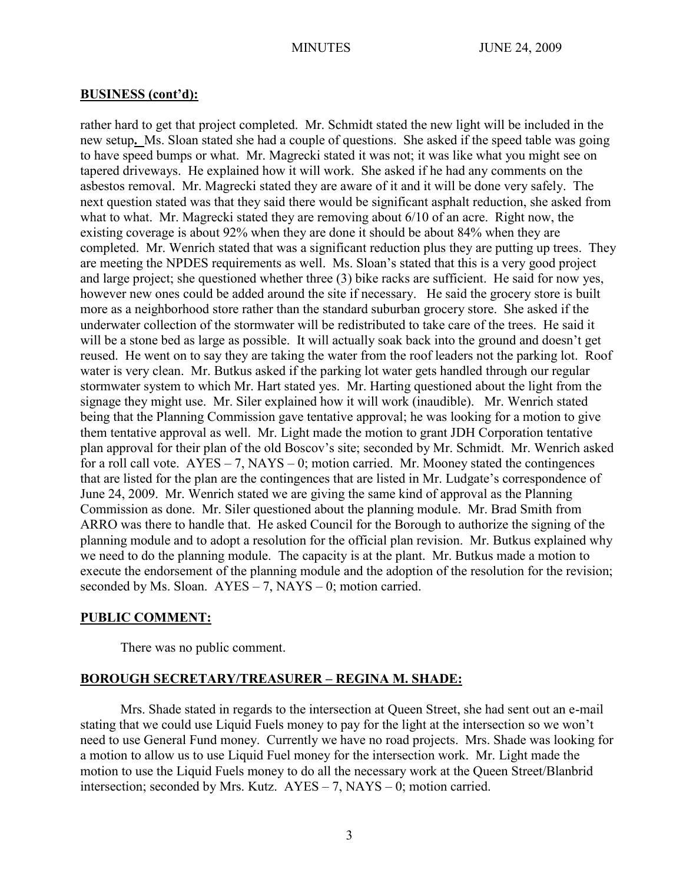## BUSINESS (cont'd):

rather hard to get that project completed. Mr. Schmidt stated the new light will be included in the new setup**.** Ms. Sloan stated she had a couple of questions. She asked if the speed table was going to have speed bumps or what. Mr. Magrecki stated it was not; it was like what you might see on tapered driveways. He explained how it will work. She asked if he had any comments on the asbestos removal. Mr. Magrecki stated they are aware of it and it will be done very safely. The next question stated was that they said there would be significant asphalt reduction, she asked from what to what. Mr. Magrecki stated they are removing about 6/10 of an acre. Right now, the existing coverage is about 92% when they are done it should be about 84% when they are completed. Mr. Wenrich stated that was a significant reduction plus they are putting up trees. They are meeting the NPDES requirements as well. Ms. Sloan's stated that this is a very good project and large project; she questioned whether three (3) bike racks are sufficient. He said for now yes, however new ones could be added around the site if necessary. He said the grocery store is built more as a neighborhood store rather than the standard suburban grocery store. She asked if the underwater collection of the stormwater will be redistributed to take care of the trees. He said it will be a stone bed as large as possible. It will actually soak back into the ground and doesn't get reused. He went on to say they are taking the water from the roof leaders not the parking lot. Roof water is very clean. Mr. Butkus asked if the parking lot water gets handled through our regular stormwater system to which Mr. Hart stated yes. Mr. Harting questioned about the light from the signage they might use. Mr. Siler explained how it will work (inaudible). Mr. Wenrich stated being that the Planning Commission gave tentative approval; he was looking for a motion to give them tentative approval as well. Mr. Light made the motion to grant JDH Corporation tentative plan approval for their plan of the old Boscov's site; seconded by Mr. Schmidt. Mr. Wenrich asked for a roll call vote. AYES – 7, NAYS – 0; motion carried. Mr. Mooney stated the contingences that are listed for the plan are the contingences that are listed in Mr. Ludgate's correspondence of June 24, 2009. Mr. Wenrich stated we are giving the same kind of approval as the Planning Commission as done. Mr. Siler questioned about the planning module. Mr. Brad Smith from ARRO was there to handle that. He asked Council for the Borough to authorize the signing of the planning module and to adopt a resolution for the official plan revision. Mr. Butkus explained why we need to do the planning module. The capacity is at the plant. Mr. Butkus made a motion to execute the endorsement of the planning module and the adoption of the resolution for the revision; seconded by Ms. Sloan. AYES – 7, NAYS – 0; motion carried.

## PUBLIC COMMENT:

There was no public comment.

## BOROUGH SECRETARY/TREASURER – REGINA M. SHADE:

Mrs. Shade stated in regards to the intersection at Queen Street, she had sent out an e-mail stating that we could use Liquid Fuels money to pay for the light at the intersection so we won't need to use General Fund money. Currently we have no road projects. Mrs. Shade was looking for a motion to allow us to use Liquid Fuel money for the intersection work. Mr. Light made the motion to use the Liquid Fuels money to do all the necessary work at the Queen Street/Blanbrid intersection; seconded by Mrs. Kutz. AYES – 7, NAYS – 0; motion carried.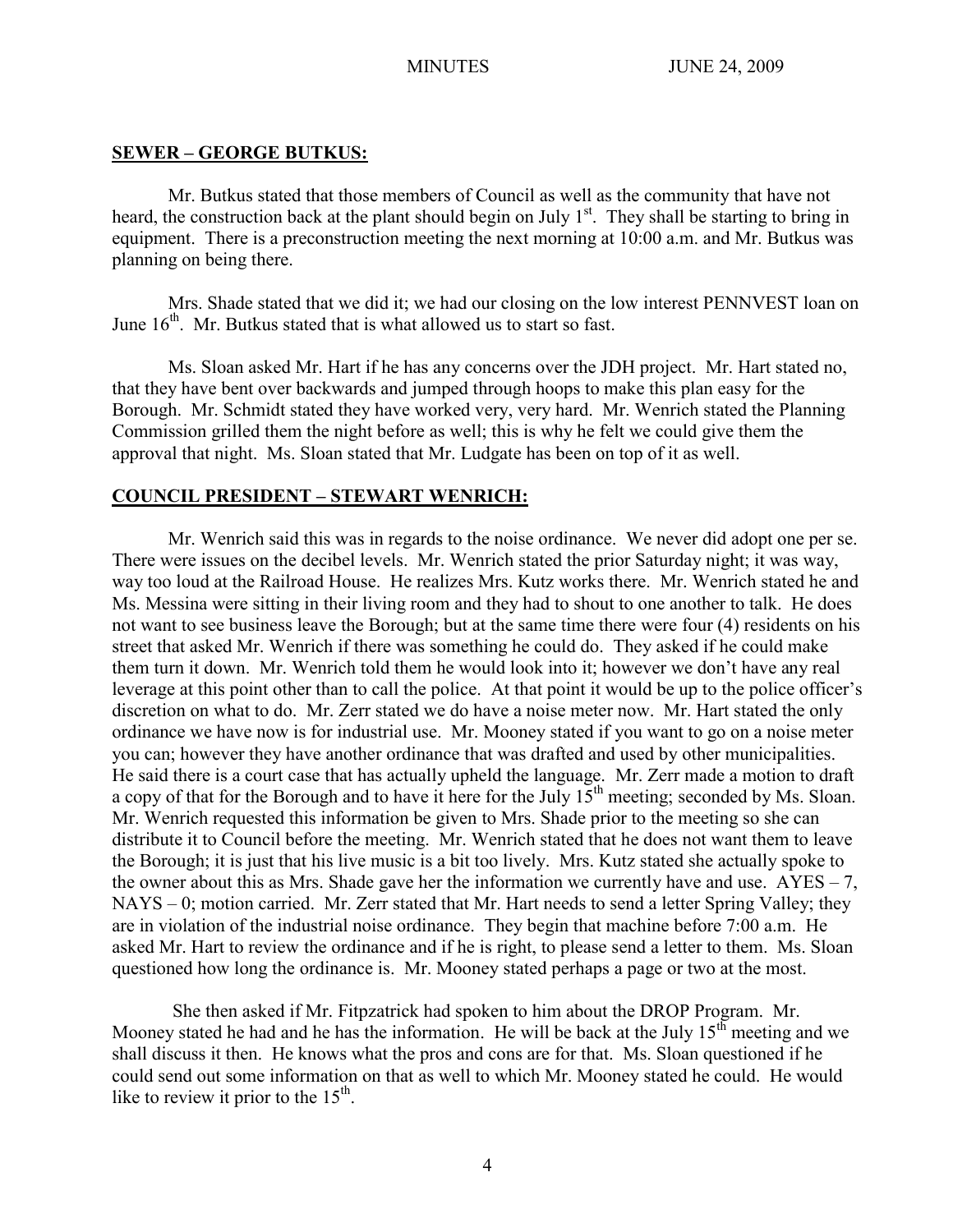## SEWER – GEORGE BUTKUS:

Mr. Butkus stated that those members of Council as well as the community that have not heard, the construction back at the plant should begin on July 1st. They shall be starting to bring in equipment. There is a preconstruction meeting the next morning at 10:00 a.m. and Mr. Butkus was planning on being there.

Mrs. Shade stated that we did it; we had our closing on the low interest PENNVEST loan on June 16th. Mr. Butkus stated that is what allowed us to start so fast.

Ms. Sloan asked Mr. Hart if he has any concerns over the JDH project. Mr. Hart stated no, that they have bent over backwards and jumped through hoops to make this plan easy for the Borough. Mr. Schmidt stated they have worked very, very hard. Mr. Wenrich stated the Planning Commission grilled them the night before as well; this is why he felt we could give them the approval that night. Ms. Sloan stated that Mr. Ludgate has been on top of it as well.

## COUNCIL PRESIDENT – STEWART WENRICH:

Mr. Wenrich said this was in regards to the noise ordinance. We never did adopt one per se. There were issues on the decibel levels. Mr. Wenrich stated the prior Saturday night; it was way, way too loud at the Railroad House. He realizes Mrs. Kutz works there. Mr. Wenrich stated he and Ms. Messina were sitting in their living room and they had to shout to one another to talk. He does not want to see business leave the Borough; but at the same time there were four (4) residents on his street that asked Mr. Wenrich if there was something he could do. They asked if he could make them turn it down. Mr. Wenrich told them he would look into it; however we don't have any real leverage at this point other than to call the police. At that point it would be up to the police officer's discretion on what to do. Mr. Zerr stated we do have a noise meter now. Mr. Hart stated the only ordinance we have now is for industrial use. Mr. Mooney stated if you want to go on a noise meter you can; however they have another ordinance that was drafted and used by other municipalities. He said there is a court case that has actually upheld the language. Mr. Zerr made a motion to draft a copy of that for the Borough and to have it here for the July 15th meeting; seconded by Ms. Sloan. Mr. Wenrich requested this information be given to Mrs. Shade prior to the meeting so she can distribute it to Council before the meeting. Mr. Wenrich stated that he does not want them to leave the Borough; it is just that his live music is a bit too lively. Mrs. Kutz stated she actually spoke to the owner about this as Mrs. Shade gave her the information we currently have and use. AYES – 7, NAYS – 0; motion carried. Mr. Zerr stated that Mr. Hart needs to send a letter Spring Valley; they are in violation of the industrial noise ordinance. They begin that machine before 7:00 a.m. He asked Mr. Hart to review the ordinance and if he is right, to please send a letter to them. Ms. Sloan questioned how long the ordinance is. Mr. Mooney stated perhaps a page or two at the most.

She then asked if Mr. Fitpzatrick had spoken to him about the DROP Program. Mr. Mooney stated he had and he has the information. He will be back at the July 15th meeting and we shall discuss it then. He knows what the pros and cons are for that. Ms. Sloan questioned if he could send out some information on that as well to which Mr. Mooney stated he could. He would like to review it prior to the 15th.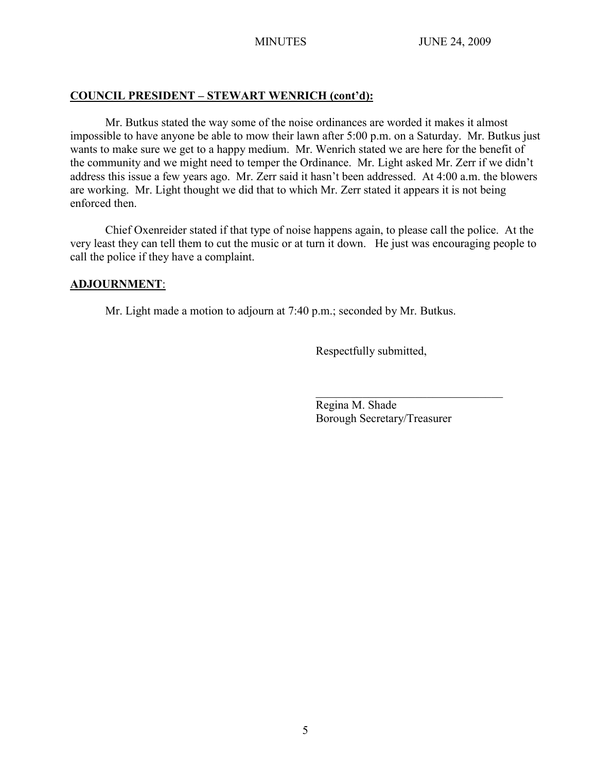## COUNCIL PRESIDENT – STEWART WENRICH (cont'd):

Mr. Butkus stated the way some of the noise ordinances are worded it makes it almost impossible to have anyone be able to mow their lawn after 5:00 p.m. on a Saturday. Mr. Butkus just wants to make sure we get to a happy medium. Mr. Wenrich stated we are here for the benefit of the community and we might need to temper the Ordinance. Mr. Light asked Mr. Zerr if we didn't address this issue a few years ago. Mr. Zerr said it hasn't been addressed. At 4:00 a.m. the blowers are working. Mr. Light thought we did that to which Mr. Zerr stated it appears it is not being enforced then.

Chief Oxenreider stated if that type of noise happens again, to please call the police. At the very least they can tell them to cut the music or at turn it down. He just was encouraging people to call the police if they have a complaint.

## ADJOURNMENT:

Mr. Light made a motion to adjourn at 7:40 p.m.; seconded by Mr. Butkus.

Respectfully submitted,

\_\_\_\_\_\_\_\_\_\_\_\_\_\_\_\_\_\_\_\_\_\_\_\_\_\_\_\_\_\_\_\_\_\_

Regina M. Shade
Borough Secretary/Treasurer